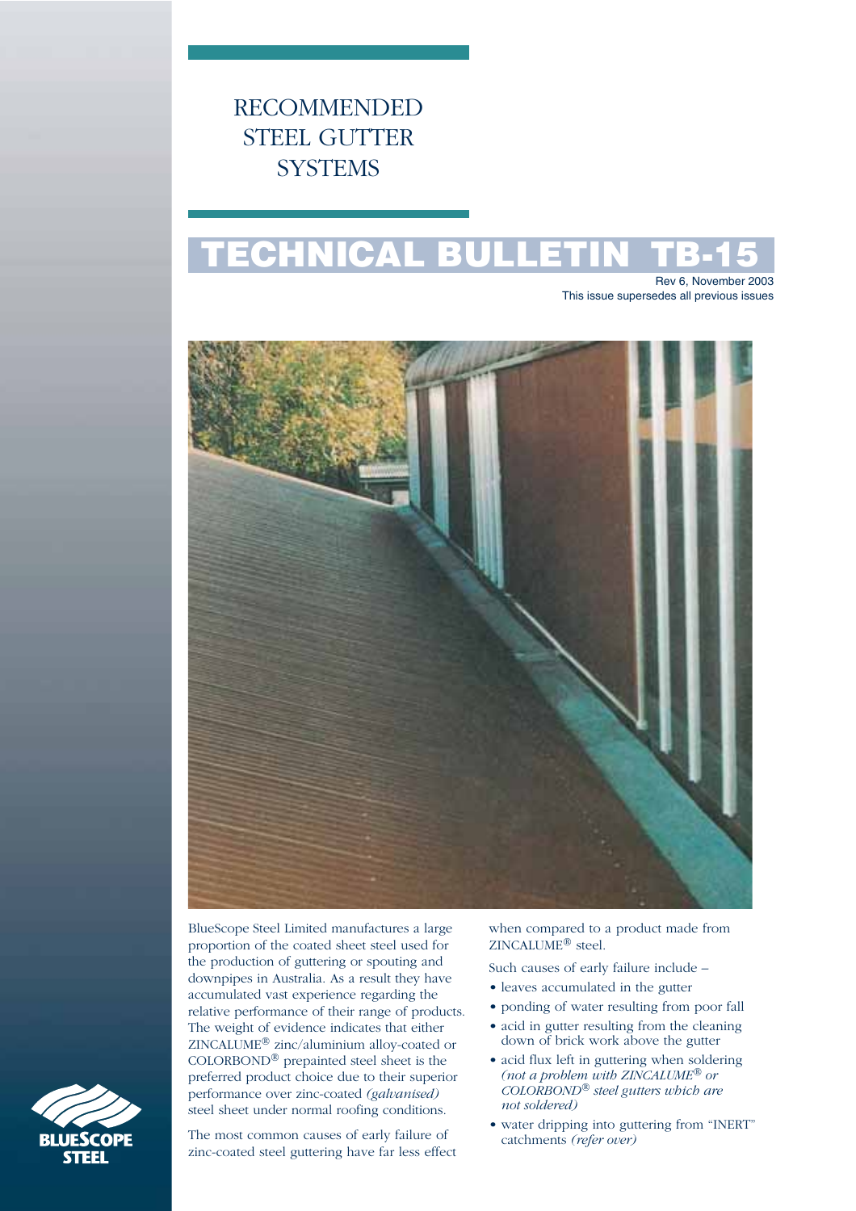# RECOMMENDED STEEL GUTTER SYSTEMS

# TECHNICAL BULLETIN TB-15

Rev 6, November 2003
This issue supersedes all previous issues

BlueScope Steel Limited manufactures a large proportion of the coated sheet steel used for the production of guttering or spouting and downpipes in Australia. As a result they have accumulated vast experience regarding the relative performance of their range of products. The weight of evidence indicates that either ZINCALUME® zinc/aluminium alloy-coated or COLORBOND® prepainted steel sheet is the preferred product choice due to their superior performance over zinc-coated *(galvanised)* steel sheet under normal roofing conditions.

The most common causes of early failure of zinc-coated steel guttering have far less effect when compared to a product made from ZINCALUME® steel.

Such causes of early failure include –

- leaves accumulated in the gutter
- ponding of water resulting from poor fall
- acid in gutter resulting from the cleaning down of brick work above the gutter
- acid flux left in guttering when soldering *(not a problem with ZINCALUME® or COLORBOND® steel gutters which are not soldered)*
- water dripping into guttering from "INERT" catchments *(refer over)*

BLUESCOPE STEEL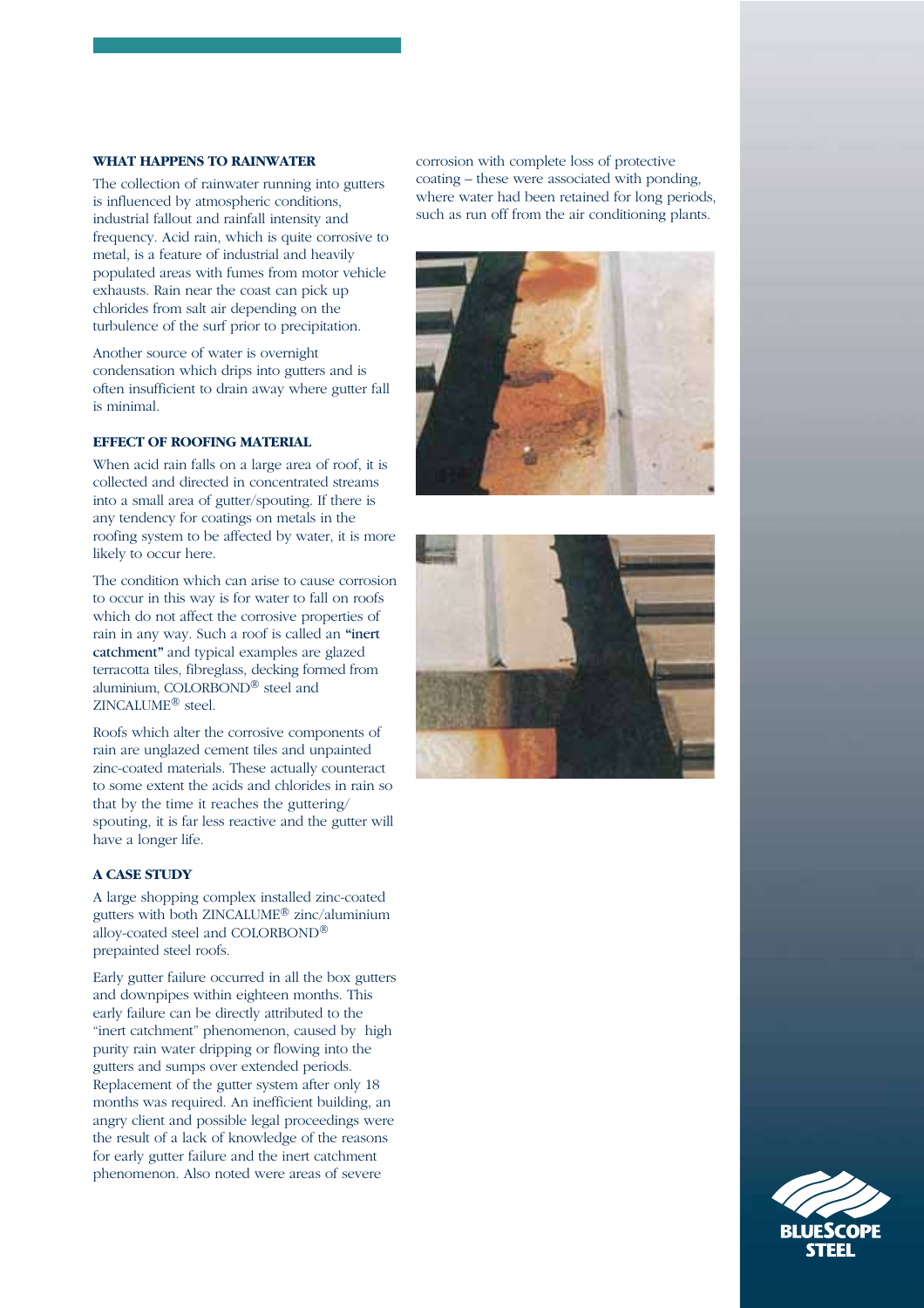### WHAT HAPPENS TO RAINWATER

The collection of rainwater running into gutters is influenced by atmospheric conditions, industrial fallout and rainfall intensity and frequency. Acid rain, which is quite corrosive to metal, is a feature of industrial and heavily populated areas with fumes from motor vehicle exhausts. Rain near the coast can pick up chlorides from salt air depending on the turbulence of the surf prior to precipitation.

Another source of water is overnight condensation which drips into gutters and is often insufficient to drain away where gutter fall is minimal.

### EFFECT OF ROOFING MATERIAL

When acid rain falls on a large area of roof, it is collected and directed in concentrated streams into a small area of gutter/spouting. If there is any tendency for coatings on metals in the roofing system to be affected by water, it is more likely to occur here.

The condition which can arise to cause corrosion to occur in this way is for water to fall on roofs which do not affect the corrosive properties of rain in any way. Such a roof is called an **"inert catchment"** and typical examples are glazed terracotta tiles, fibreglass, decking formed from aluminium, COLORBOND® steel and ZINCALUME® steel.

Roofs which alter the corrosive components of rain are unglazed cement tiles and unpainted zinc-coated materials. These actually counteract to some extent the acids and chlorides in rain so that by the time it reaches the guttering/ spouting, it is far less reactive and the gutter will have a longer life.

### A CASE STUDY

A large shopping complex installed zinc-coated gutters with both ZINCALUME® zinc/aluminium alloy-coated steel and COLORBOND® prepainted steel roofs.

Early gutter failure occurred in all the box gutters and downpipes within eighteen months. This early failure can be directly attributed to the "inert catchment" phenomenon, caused by high purity rain water dripping or flowing into the gutters and sumps over extended periods. Replacement of the gutter system after only 18 months was required. An inefficient building, an angry client and possible legal proceedings were the result of a lack of knowledge of the reasons for early gutter failure and the inert catchment phenomenon. Also noted were areas of severe corrosion with complete loss of protective coating – these were associated with ponding, where water had been retained for long periods, such as run off from the air conditioning plants.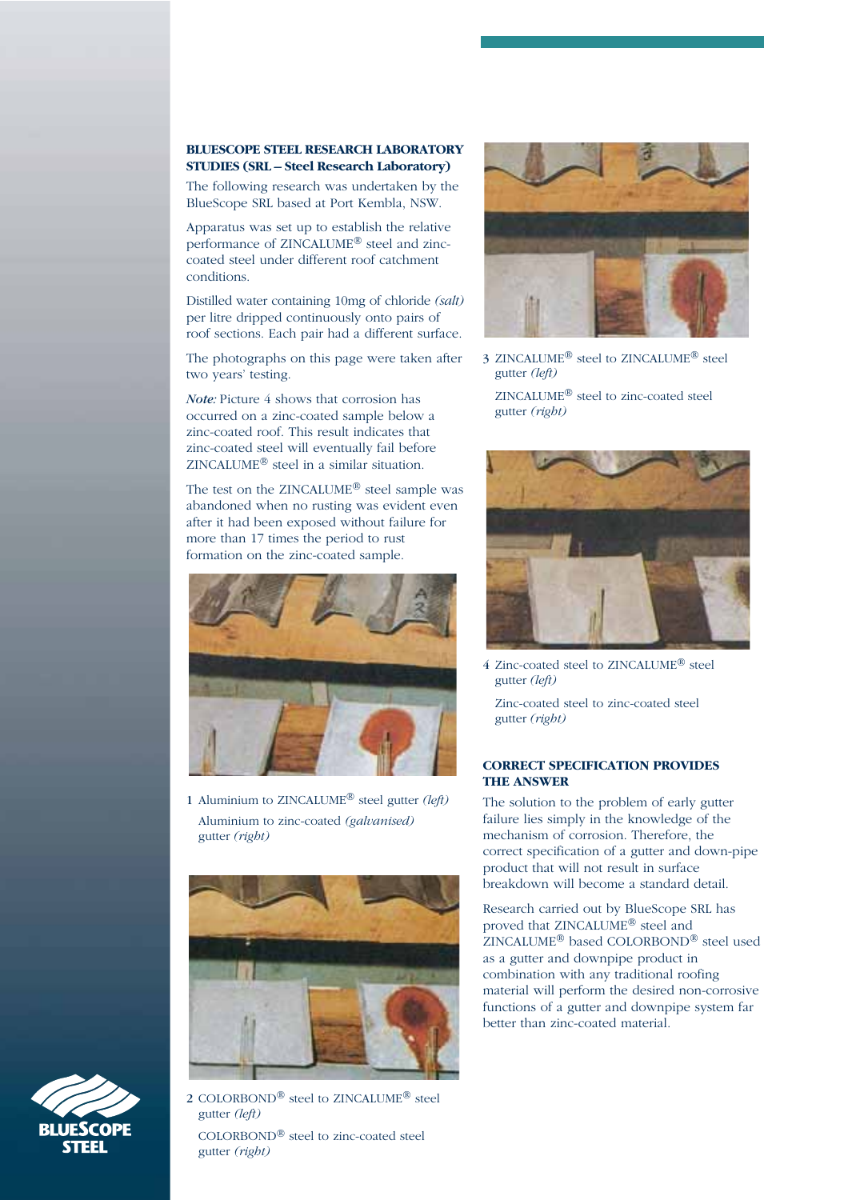**BLUESCOPE STEEL RESEARCH LABORATORY STUDIES (SRL – Steel Research Laboratory)**

The following research was undertaken by the BlueScope SRL based at Port Kembla, NSW.

Apparatus was set up to establish the relative performance of ZINCALUME® steel and zinc-coated steel under different roof catchment conditions.

Distilled water containing 10mg of chloride *(salt)* per litre dripped continuously onto pairs of roof sections. Each pair had a different surface.

The photographs on this page were taken after two years' testing.

*Note:* Picture 4 shows that corrosion has occurred on a zinc-coated sample below a zinc-coated roof. This result indicates that zinc-coated steel will eventually fail before ZINCALUME® steel in a similar situation.

The test on the ZINCALUME® steel sample was abandoned when no rusting was evident even after it had been exposed without failure for more than 17 times the period to rust formation on the zinc-coated sample.

1 Aluminium to ZINCALUME® steel gutter *(left)*
Aluminium to zinc-coated *(galvanised)* gutter *(right)*

2 COLORBOND® steel to ZINCALUME® steel gutter *(left)*
COLORBOND® steel to zinc-coated steel gutter *(right)*

3 ZINCALUME® steel to ZINCALUME® steel gutter *(left)*
ZINCALUME® steel to zinc-coated steel gutter *(right)*

4 Zinc-coated steel to ZINCALUME® steel gutter *(left)*
Zinc-coated steel to zinc-coated steel gutter *(right)*

**CORRECT SPECIFICATION PROVIDES THE ANSWER**

The solution to the problem of early gutter failure lies simply in the knowledge of the mechanism of corrosion. Therefore, the correct specification of a gutter and down-pipe product that will not result in surface breakdown will become a standard detail.

Research carried out by BlueScope SRL has proved that ZINCALUME® steel and ZINCALUME® based COLORBOND® steel used as a gutter and downpipe product in combination with any traditional roofing material will perform the desired non-corrosive functions of a gutter and downpipe system far better than zinc-coated material.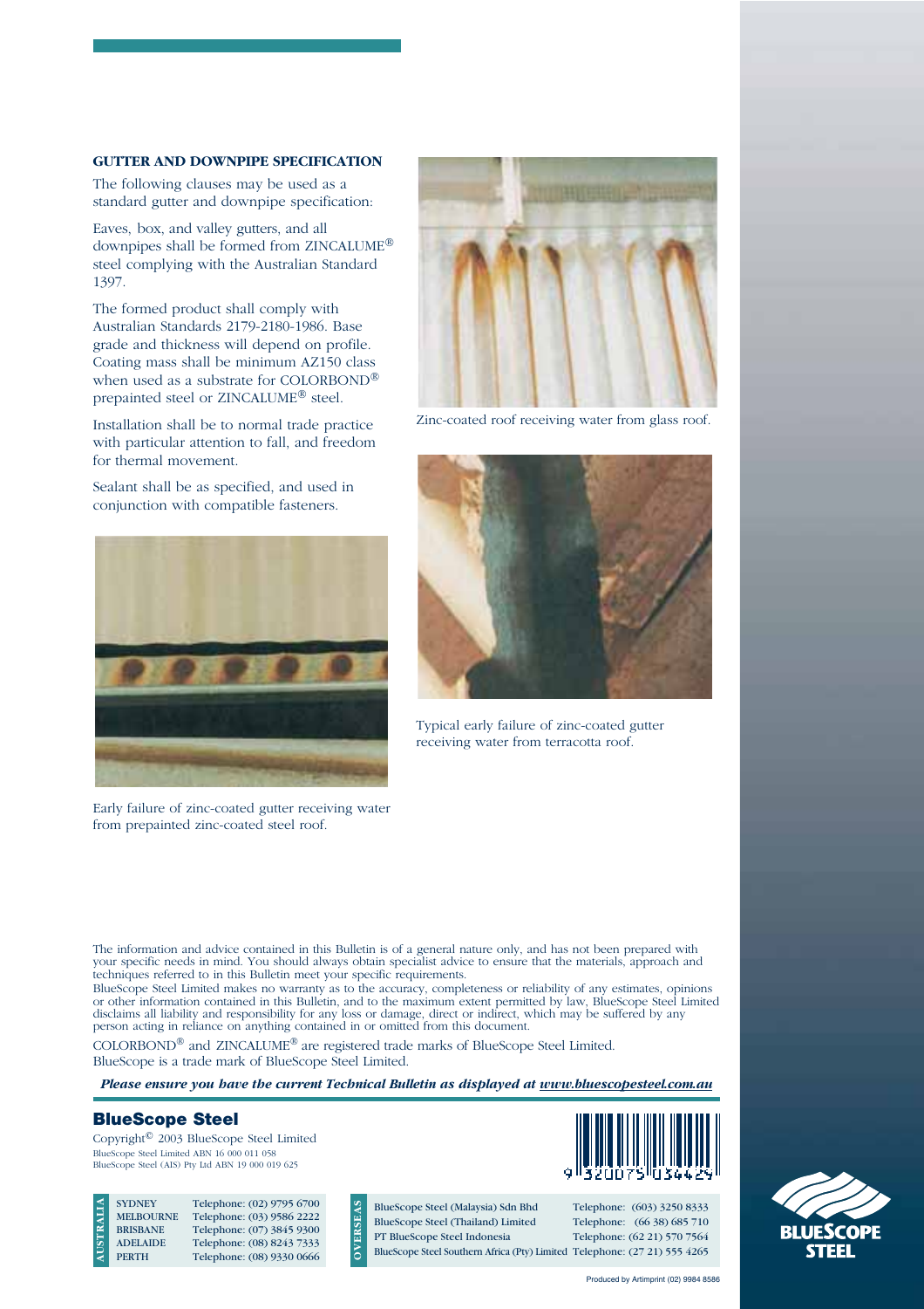### GUTTER AND DOWNPIPE SPECIFICATION

The following clauses may be used as a standard gutter and downpipe specification:

Eaves, box, and valley gutters, and all downpipes shall be formed from ZINCALUME® steel complying with the Australian Standard 1397.

The formed product shall comply with Australian Standards 2179-2180-1986. Base grade and thickness will depend on profile. Coating mass shall be minimum AZ150 class when used as a substrate for COLORBOND® prepainted steel or ZINCALUME® steel.

Installation shall be to normal trade practice with particular attention to fall, and freedom for thermal movement.

Sealant shall be as specified, and used in conjunction with compatible fasteners.

Early failure of zinc-coated gutter receiving water from prepainted zinc-coated steel roof.

Zinc-coated roof receiving water from glass roof.

Typical early failure of zinc-coated gutter receiving water from terracotta roof.

The information and advice contained in this Bulletin is of a general nature only, and has not been prepared with your specific needs in mind. You should always obtain specialist advice to ensure that the materials, approach and techniques referred to in this Bulletin meet your specific requirements.
BlueScope Steel Limited makes no warranty as to the accuracy, completeness or reliability of any estimates, opinions or other information contained in this Bulletin, and to the maximum extent permitted by law, BlueScope Steel Limited disclaims all liability and responsibility for any loss or damage, direct or indirect, which may be suffered by any person acting in reliance on anything contained in or omitted from this document.

COLORBOND® and ZINCALUME® are registered trade marks of BlueScope Steel Limited.
BlueScope is a trade mark of BlueScope Steel Limited.

***Please ensure you have the current Technical Bulletin as displayed at www.bluescopesteel.com.au***

**BlueScope Steel**

Copyright© 2003 BlueScope Steel Limited
BlueScope Steel Limited ABN 16 000 011 058
BlueScope Steel (AIS) Pty Ltd ABN 19 000 019 625

9 320075 034429

**AUSTRALIA**

| | |
|---|---|
| SYDNEY | Telephone: (02) 9795 6700 |
| MELBOURNE | Telephone: (03) 9586 2222 |
| BRISBANE | Telephone: (07) 3845 9300 |
| ADELAIDE | Telephone: (08) 8243 7333 |
| PERTH | Telephone: (08) 9330 0666 |

**OVERSEAS**

| | |
|---|---|
| BlueScope Steel (Malaysia) Sdn Bhd | Telephone: (603) 3250 8333 |
| BlueScope Steel (Thailand) Limited | Telephone: (66 38) 685 710 |
| PT BlueScope Steel Indonesia | Telephone: (62 21) 570 7564 |
| BlueScope Steel Southern Africa (Pty) Limited | Telephone: (27 21) 555 4265 |

BLUESCOPE STEEL

Produced by Artimprint (02) 9984 8586